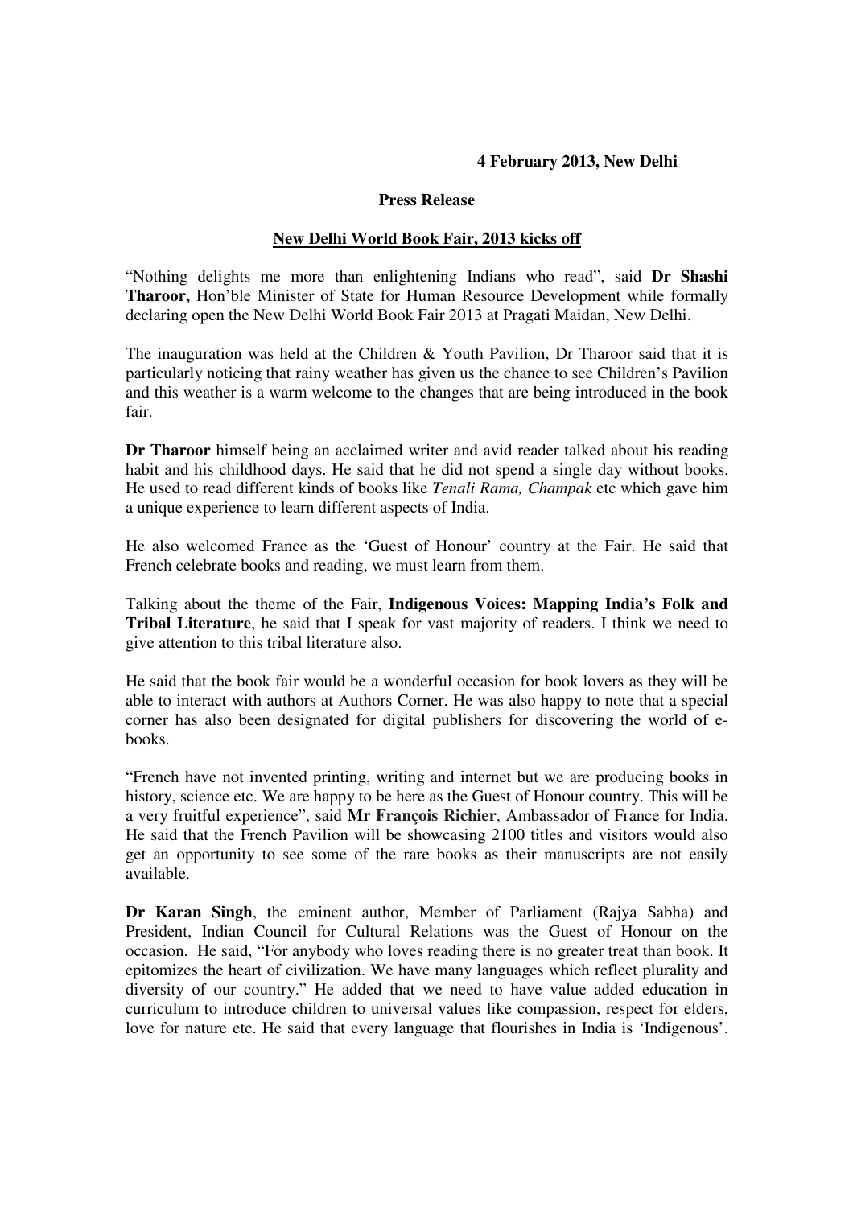**4 February 2013, New Delhi**

**Press Release**

**New Delhi World Book Fair, 2013 kicks off**

"Nothing delights me more than enlightening Indians who read", said **Dr Shashi Tharoor,** Hon'ble Minister of State for Human Resource Development while formally declaring open the New Delhi World Book Fair 2013 at Pragati Maidan, New Delhi.

The inauguration was held at the Children & Youth Pavilion, Dr Tharoor said that it is particularly noticing that rainy weather has given us the chance to see Children's Pavilion and this weather is a warm welcome to the changes that are being introduced in the book fair.

**Dr Tharoor** himself being an acclaimed writer and avid reader talked about his reading habit and his childhood days. He said that he did not spend a single day without books. He used to read different kinds of books like *Tenali Rama, Champak* etc which gave him a unique experience to learn different aspects of India.

He also welcomed France as the 'Guest of Honour' country at the Fair. He said that French celebrate books and reading, we must learn from them.

Talking about the theme of the Fair, **Indigenous Voices: Mapping India's Folk and Tribal Literature**, he said that I speak for vast majority of readers. I think we need to give attention to this tribal literature also.

He said that the book fair would be a wonderful occasion for book lovers as they will be able to interact with authors at Authors Corner. He was also happy to note that a special corner has also been designated for digital publishers for discovering the world of e-books.

"French have not invented printing, writing and internet but we are producing books in history, science etc. We are happy to be here as the Guest of Honour country. This will be a very fruitful experience", said **Mr François Richier**, Ambassador of France for India. He said that the French Pavilion will be showcasing 2100 titles and visitors would also get an opportunity to see some of the rare books as their manuscripts are not easily available.

**Dr Karan Singh**, the eminent author, Member of Parliament (Rajya Sabha) and President, Indian Council for Cultural Relations was the Guest of Honour on the occasion. He said, "For anybody who loves reading there is no greater treat than book. It epitomizes the heart of civilization. We have many languages which reflect plurality and diversity of our country." He added that we need to have value added education in curriculum to introduce children to universal values like compassion, respect for elders, love for nature etc. He said that every language that flourishes in India is 'Indigenous'.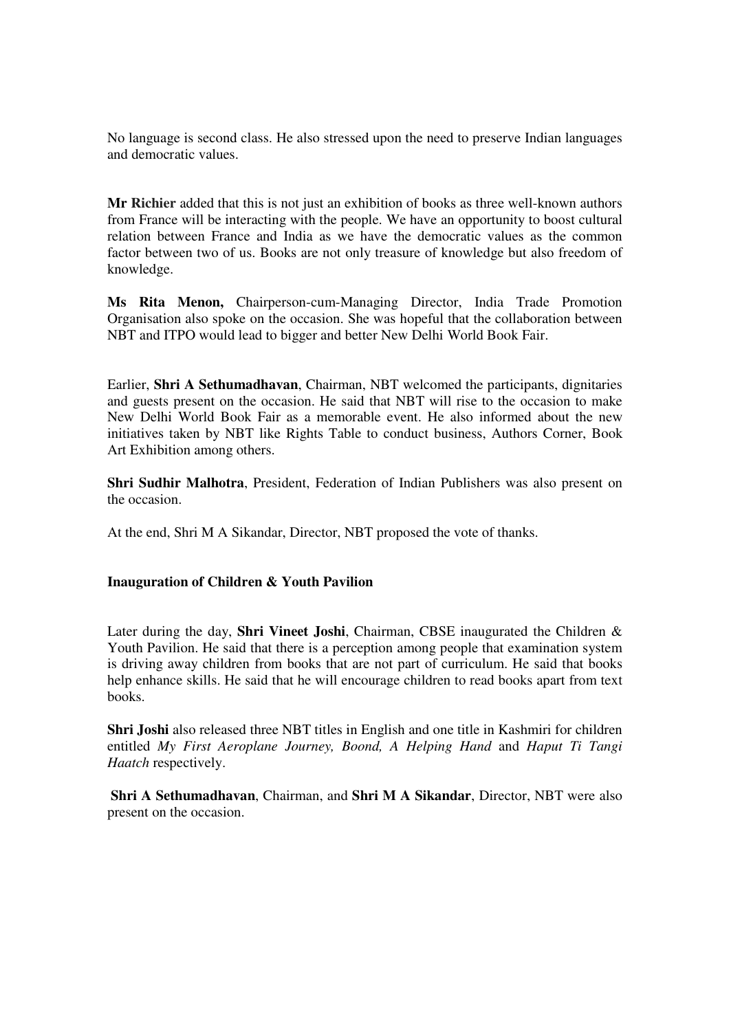No language is second class. He also stressed upon the need to preserve Indian languages and democratic values.

**Mr Richier** added that this is not just an exhibition of books as three well-known authors from France will be interacting with the people. We have an opportunity to boost cultural relation between France and India as we have the democratic values as the common factor between two of us. Books are not only treasure of knowledge but also freedom of knowledge.

**Ms Rita Menon,** Chairperson-cum-Managing Director, India Trade Promotion Organisation also spoke on the occasion. She was hopeful that the collaboration between NBT and ITPO would lead to bigger and better New Delhi World Book Fair.

Earlier, **Shri A Sethumadhavan**, Chairman, NBT welcomed the participants, dignitaries and guests present on the occasion. He said that NBT will rise to the occasion to make New Delhi World Book Fair as a memorable event. He also informed about the new initiatives taken by NBT like Rights Table to conduct business, Authors Corner, Book Art Exhibition among others.

**Shri Sudhir Malhotra**, President, Federation of Indian Publishers was also present on the occasion.

At the end, Shri M A Sikandar, Director, NBT proposed the vote of thanks.

**Inauguration of Children & Youth Pavilion**

Later during the day, **Shri Vineet Joshi**, Chairman, CBSE inaugurated the Children & Youth Pavilion. He said that there is a perception among people that examination system is driving away children from books that are not part of curriculum. He said that books help enhance skills. He said that he will encourage children to read books apart from text books.

**Shri Joshi** also released three NBT titles in English and one title in Kashmiri for children entitled *My First Aeroplane Journey, Boond, A Helping Hand* and *Haput Ti Tangi Haatch* respectively.

**Shri A Sethumadhavan**, Chairman, and **Shri M A Sikandar**, Director, NBT were also present on the occasion.